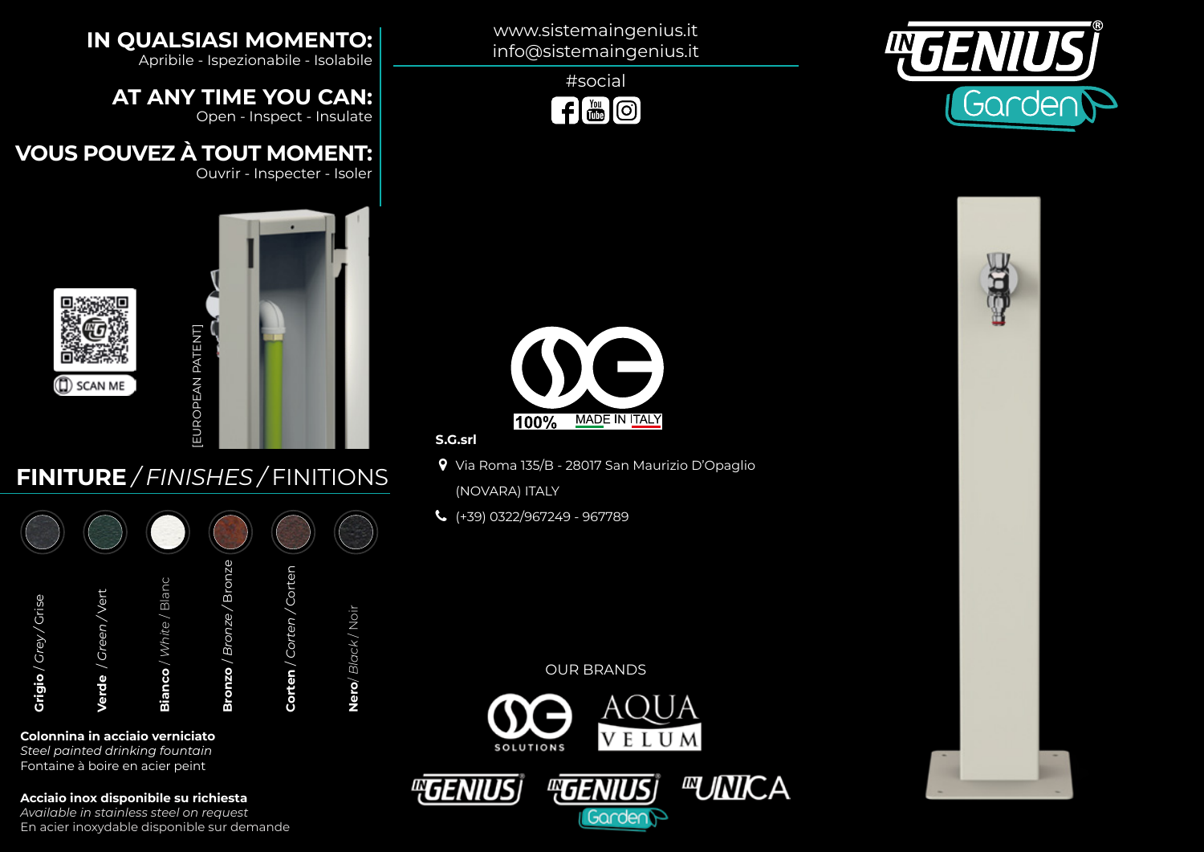## IN QUALSIASI MOMENTO:
Apribile - Ispezionabile - Isolabile

## AT ANY TIME YOU CAN:
Open - Inspect - Insulate

## VOUS POUVEZ À TOUT MOMENT:
Ouvrir - Inspecter - Isoler

SCAN ME

[EUROPEAN PATENT]

## FINITURE / *FINISHES* / FINITIONS

- **Grigio** / *Grey* / Grise
- **Verde** / *Green* / Vert
- **Bianco** / *White* / Blanc
- **Bronzo** / *Bronze* / Bronze
- **Corten** / *Corten* / Corten
- **Nero** / *Black* / Noir

**Colonnina in acciaio verniciato**
*Steel painted drinking fountain*
Fontaine à boire en acier peint

**Acciaio inox disponibile su richiesta**
*Available in stainless steel on request*
En acier inoxydable disponible sur demande

www.sistemaingenius.it
info@sistemaingenius.it

#social

100% MADE IN ITALY

**S.G.srl**

Via Roma 135/B - 28017 San Maurizio D'Opaglio (NOVARA) ITALY

(+39) 0322/967249 - 967789

OUR BRANDS

SG SOLUTIONS · AQUA VELUM · INGENIUS · INGENIUS Garden · INUNICA

INGENIUS® Garden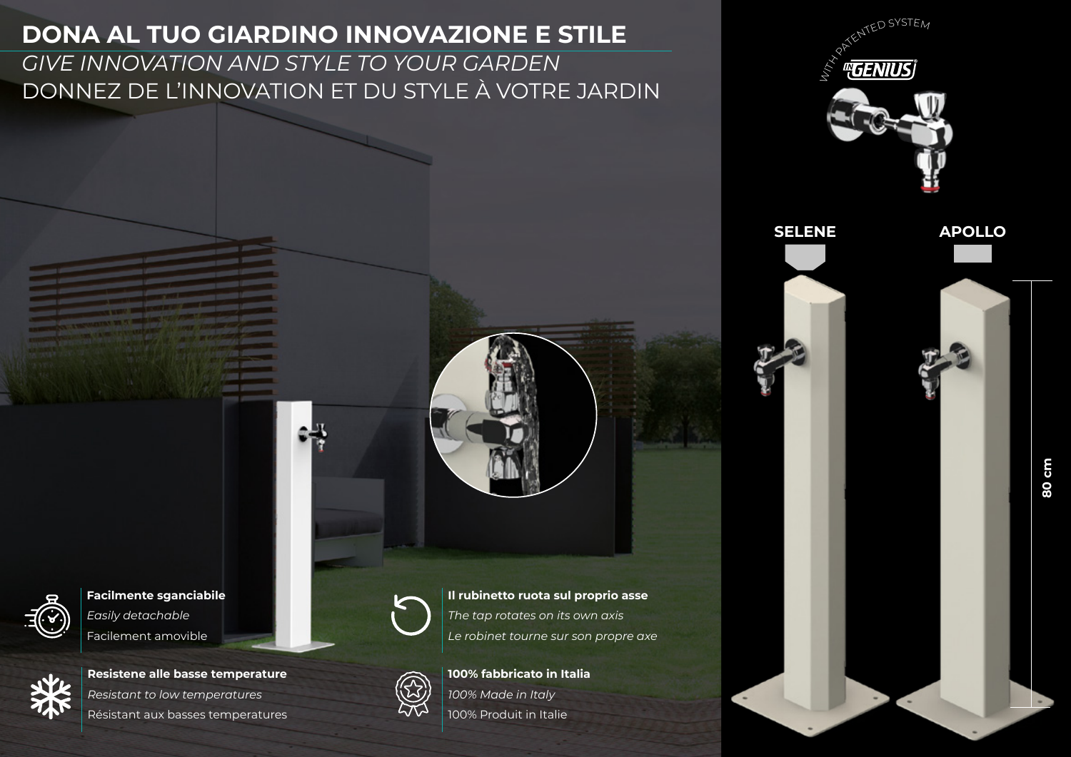# DONA AL TUO GIARDINO INNOVAZIONE E STILE

*GIVE INNOVATION AND STYLE TO YOUR GARDEN*

DONNEZ DE L'INNOVATION ET DU STYLE À VOTRE JARDIN

WITH PATENTED SYSTEM

GENIUS

SELENE

APOLLO

80 cm

**Facilmente sganciabile**
*Easily detachable*
Facilement amovible

**Il rubinetto ruota sul proprio asse**
*The tap rotates on its own axis*
*Le robinet tourne sur son propre axe*

**Resistene alle basse temperature**
*Resistant to low temperatures*
Résistant aux basses temperatures

**100% fabbricato in Italia**
*100% Made in Italy*
100% Produit in Italie